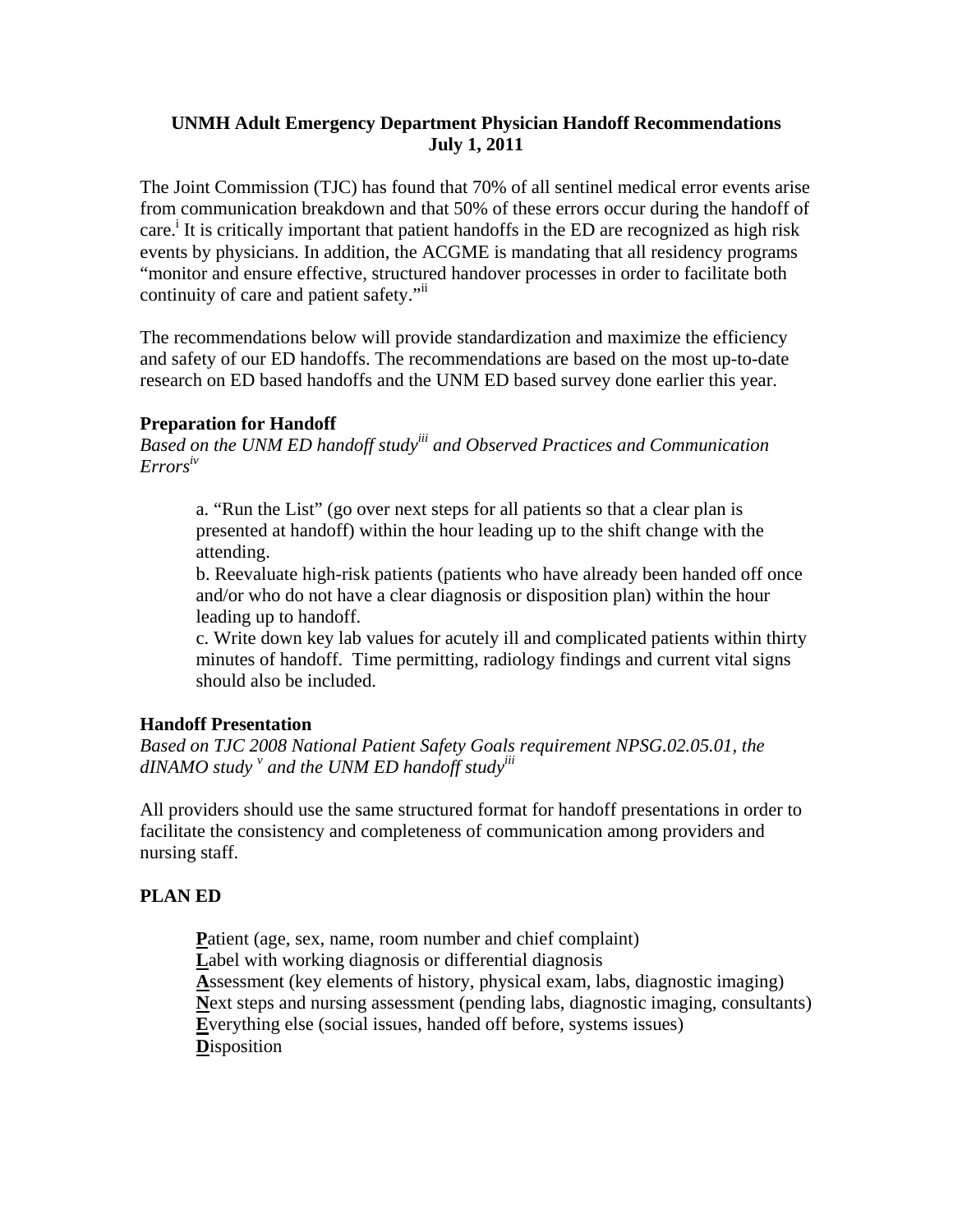# UNMH Adult Emergency Department Physician Handoff Recommendations
# July 1, 2011

The Joint Commission (TJC) has found that 70% of all sentinel medical error events arise from communication breakdown and that 50% of these errors occur during the handoff of care.[i] It is critically important that patient handoffs in the ED are recognized as high risk events by physicians. In addition, the ACGME is mandating that all residency programs "monitor and ensure effective, structured handover processes in order to facilitate both continuity of care and patient safety."[ii]

The recommendations below will provide standardization and maximize the efficiency and safety of our ED handoffs. The recommendations are based on the most up-to-date research on ED based handoffs and the UNM ED based survey done earlier this year.

### Preparation for Handoff

*Based on the UNM ED handoff study[iii] and Observed Practices and Communication Errors[iv]*

a. "Run the List" (go over next steps for all patients so that a clear plan is presented at handoff) within the hour leading up to the shift change with the attending.
b. Reevaluate high-risk patients (patients who have already been handed off once and/or who do not have a clear diagnosis or disposition plan) within the hour leading up to handoff.
c. Write down key lab values for acutely ill and complicated patients within thirty minutes of handoff. Time permitting, radiology findings and current vital signs should also be included.

### Handoff Presentation

*Based on TJC 2008 National Patient Safety Goals requirement NPSG.02.05.01, the dINAMO study [v] and the UNM ED handoff study[iii]*

All providers should use the same structured format for handoff presentations in order to facilitate the consistency and completeness of communication among providers and nursing staff.

### PLAN ED

**P**atient (age, sex, name, room number and chief complaint)
**L**abel with working diagnosis or differential diagnosis
**A**ssessment (key elements of history, physical exam, labs, diagnostic imaging)
**N**ext steps and nursing assessment (pending labs, diagnostic imaging, consultants)
**E**verything else (social issues, handed off before, systems issues)
**D**isposition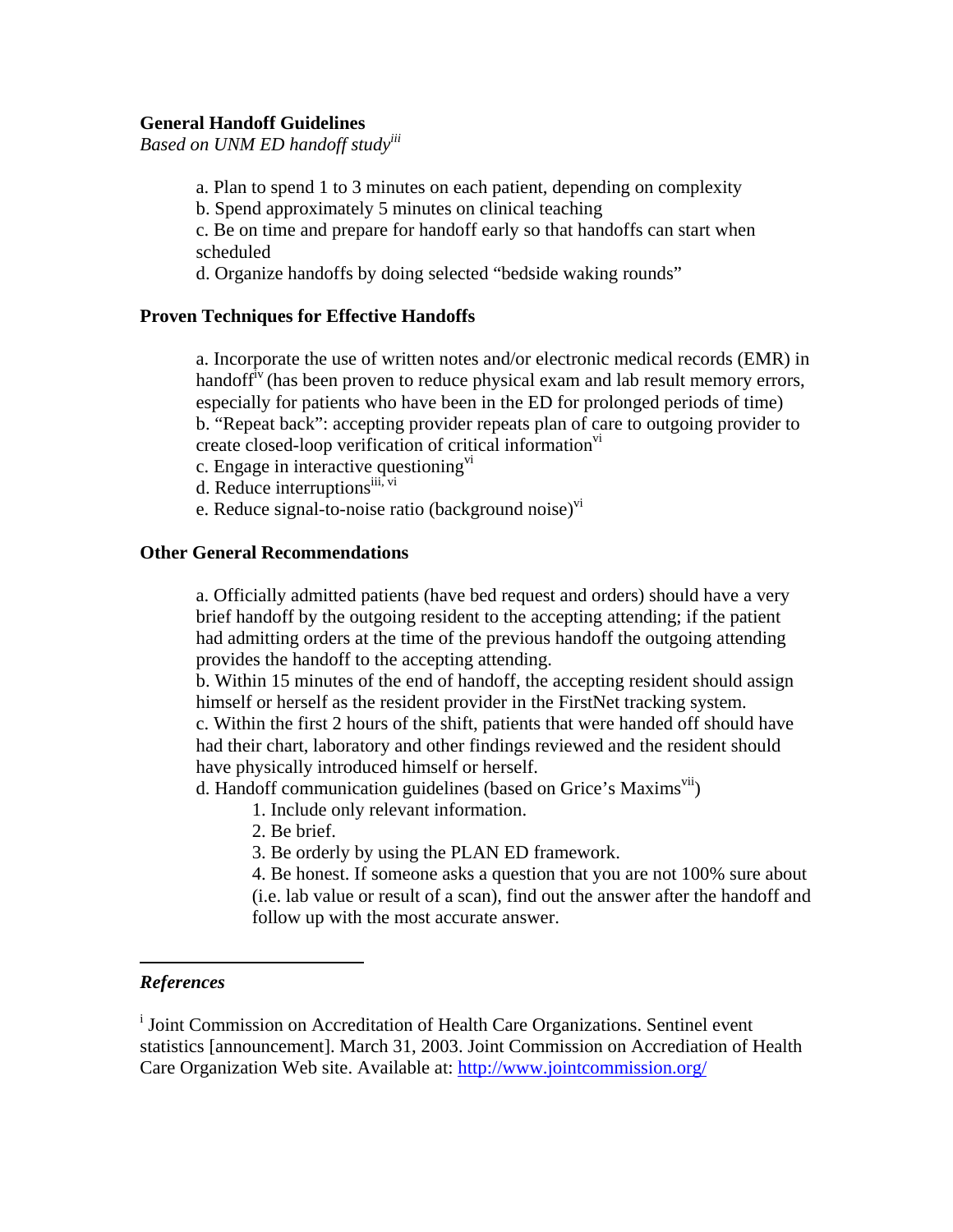**General Handoff Guidelines**

*Based on UNM ED handoff study*[iii]

a. Plan to spend 1 to 3 minutes on each patient, depending on complexity
b. Spend approximately 5 minutes on clinical teaching
c. Be on time and prepare for handoff early so that handoffs can start when scheduled
d. Organize handoffs by doing selected "bedside waking rounds"

**Proven Techniques for Effective Handoffs**

a. Incorporate the use of written notes and/or electronic medical records (EMR) in handoff[iv] (has been proven to reduce physical exam and lab result memory errors, especially for patients who have been in the ED for prolonged periods of time)
b. "Repeat back": accepting provider repeats plan of care to outgoing provider to create closed-loop verification of critical information[vi]
c. Engage in interactive questioning[vi]
d. Reduce interruptions[iii, vi]
e. Reduce signal-to-noise ratio (background noise)[vi]

**Other General Recommendations**

a. Officially admitted patients (have bed request and orders) should have a very brief handoff by the outgoing resident to the accepting attending; if the patient had admitting orders at the time of the previous handoff the outgoing attending provides the handoff to the accepting attending.
b. Within 15 minutes of the end of handoff, the accepting resident should assign himself or herself as the resident provider in the FirstNet tracking system.
c. Within the first 2 hours of the shift, patients that were handed off should have had their chart, laboratory and other findings reviewed and the resident should have physically introduced himself or herself.
d. Handoff communication guidelines (based on Grice's Maxims[vii])

1. Include only relevant information.
2. Be brief.
3. Be orderly by using the PLAN ED framework.
4. Be honest. If someone asks a question that you are not 100% sure about (i.e. lab value or result of a scan), find out the answer after the handoff and follow up with the most accurate answer.

***References***

[i] Joint Commission on Accreditation of Health Care Organizations. Sentinel event statistics [announcement]. March 31, 2003. Joint Commission on Accrediation of Health Care Organization Web site. Available at: http://www.jointcommission.org/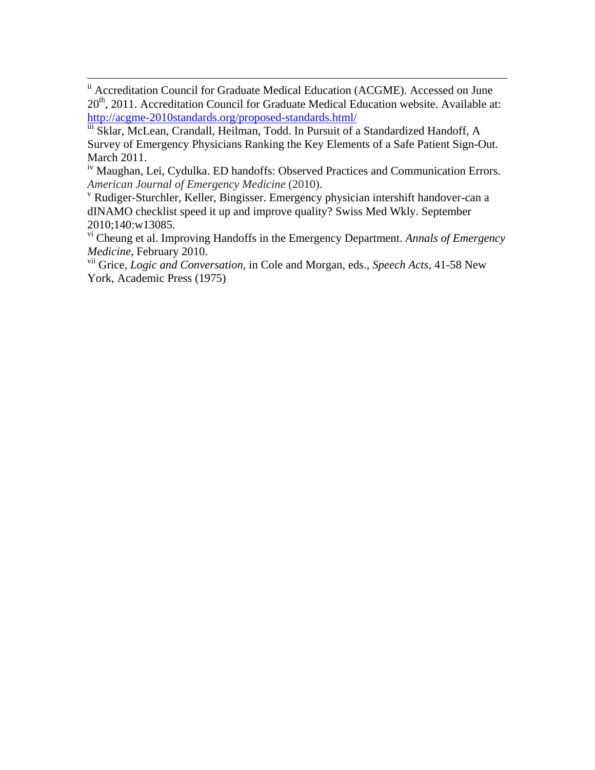[ii] Accreditation Council for Graduate Medical Education (ACGME). Accessed on June 20th, 2011. Accreditation Council for Graduate Medical Education website. Available at: http://acgme-2010standards.org/proposed-standards.html/

[iii] Sklar, McLean, Crandall, Heilman, Todd. In Pursuit of a Standardized Handoff, A Survey of Emergency Physicians Ranking the Key Elements of a Safe Patient Sign-Out. March 2011.

[iv] Maughan, Lei, Cydulka. ED handoffs: Observed Practices and Communication Errors. *American Journal of Emergency Medicine* (2010).

[v] Rudiger-Sturchler, Keller, Bingisser. Emergency physician intershift handover-can a dINAMO checklist speed it up and improve quality? Swiss Med Wkly. September 2010;140:w13085.

[vi] Cheung et al. Improving Handoffs in the Emergency Department. *Annals of Emergency Medicine*, February 2010.

[vii] Grice, *Logic and Conversation,* in Cole and Morgan, eds., *Speech Acts*, 41-58 New York, Academic Press (1975)